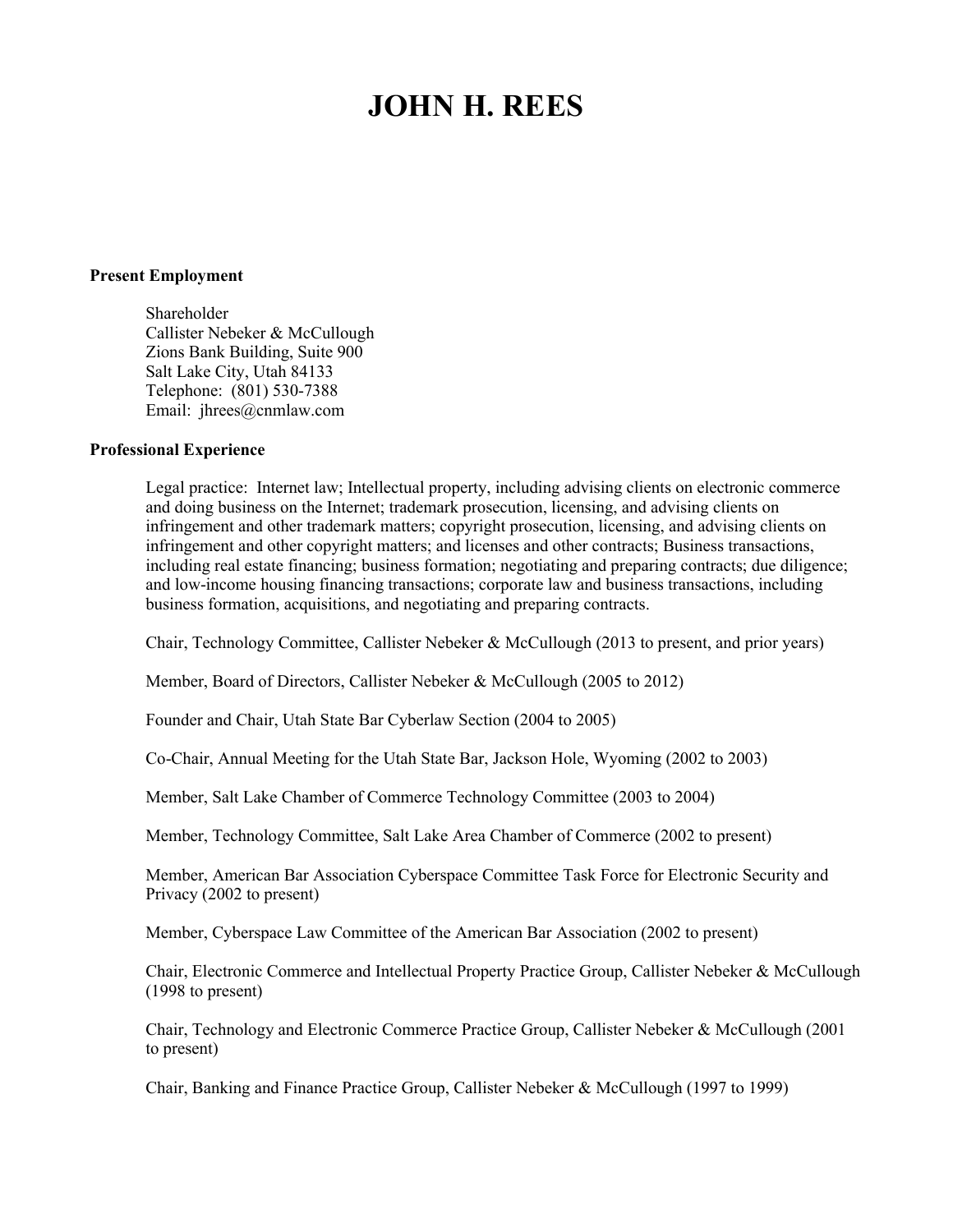# JOHN H. REES

**Present Employment**

Shareholder
Callister Nebeker & McCullough
Zions Bank Building, Suite 900
Salt Lake City, Utah 84133
Telephone: (801) 530-7388
Email: jhrees@cnmlaw.com

**Professional Experience**

Legal practice: Internet law; Intellectual property, including advising clients on electronic commerce and doing business on the Internet; trademark prosecution, licensing, and advising clients on infringement and other trademark matters; copyright prosecution, licensing, and advising clients on infringement and other copyright matters; and licenses and other contracts; Business transactions, including real estate financing; business formation; negotiating and preparing contracts; due diligence; and low-income housing financing transactions; corporate law and business transactions, including business formation, acquisitions, and negotiating and preparing contracts.

Chair, Technology Committee, Callister Nebeker & McCullough (2013 to present, and prior years)

Member, Board of Directors, Callister Nebeker & McCullough (2005 to 2012)

Founder and Chair, Utah State Bar Cyberlaw Section (2004 to 2005)

Co-Chair, Annual Meeting for the Utah State Bar, Jackson Hole, Wyoming (2002 to 2003)

Member, Salt Lake Chamber of Commerce Technology Committee (2003 to 2004)

Member, Technology Committee, Salt Lake Area Chamber of Commerce (2002 to present)

Member, American Bar Association Cyberspace Committee Task Force for Electronic Security and Privacy (2002 to present)

Member, Cyberspace Law Committee of the American Bar Association (2002 to present)

Chair, Electronic Commerce and Intellectual Property Practice Group, Callister Nebeker & McCullough (1998 to present)

Chair, Technology and Electronic Commerce Practice Group, Callister Nebeker & McCullough (2001 to present)

Chair, Banking and Finance Practice Group, Callister Nebeker & McCullough (1997 to 1999)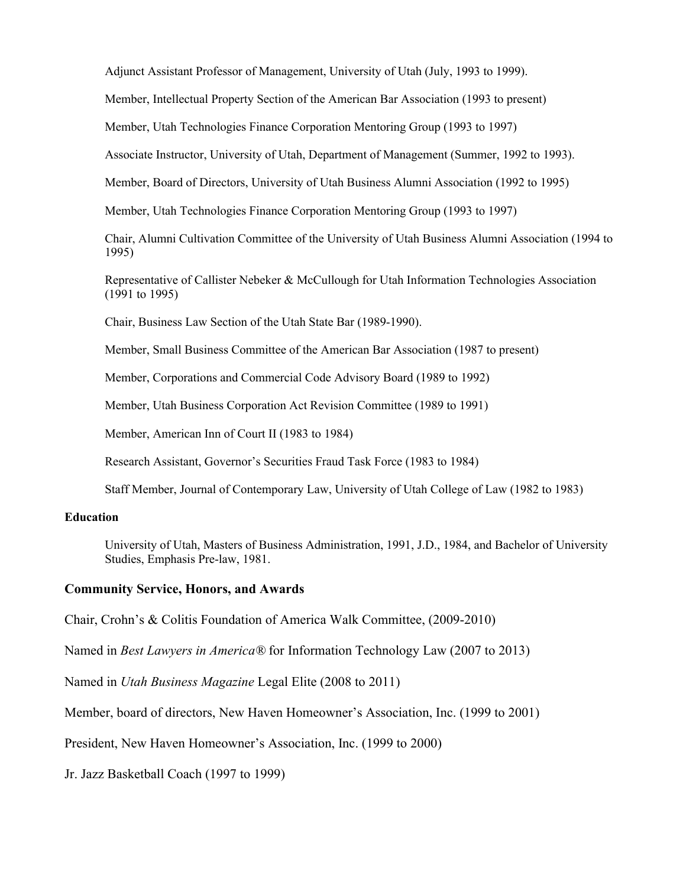Adjunct Assistant Professor of Management, University of Utah (July, 1993 to 1999).

Member, Intellectual Property Section of the American Bar Association (1993 to present)

Member, Utah Technologies Finance Corporation Mentoring Group (1993 to 1997)

Associate Instructor, University of Utah, Department of Management (Summer, 1992 to 1993).

Member, Board of Directors, University of Utah Business Alumni Association (1992 to 1995)

Member, Utah Technologies Finance Corporation Mentoring Group (1993 to 1997)

Chair, Alumni Cultivation Committee of the University of Utah Business Alumni Association (1994 to 1995)

Representative of Callister Nebeker & McCullough for Utah Information Technologies Association (1991 to 1995)

Chair, Business Law Section of the Utah State Bar (1989-1990).

Member, Small Business Committee of the American Bar Association (1987 to present)

Member, Corporations and Commercial Code Advisory Board (1989 to 1992)

Member, Utah Business Corporation Act Revision Committee (1989 to 1991)

Member, American Inn of Court II (1983 to 1984)

Research Assistant, Governor's Securities Fraud Task Force (1983 to 1984)

Staff Member, Journal of Contemporary Law, University of Utah College of Law (1982 to 1983)

#### Education

University of Utah, Masters of Business Administration, 1991, J.D., 1984, and Bachelor of University Studies, Emphasis Pre-law, 1981.

### Community Service, Honors, and Awards

Chair, Crohn's & Colitis Foundation of America Walk Committee, (2009-2010)

Named in *Best Lawyers in America®* for Information Technology Law (2007 to 2013)

Named in *Utah Business Magazine* Legal Elite (2008 to 2011)

Member, board of directors, New Haven Homeowner's Association, Inc. (1999 to 2001)

President, New Haven Homeowner's Association, Inc. (1999 to 2000)

Jr. Jazz Basketball Coach (1997 to 1999)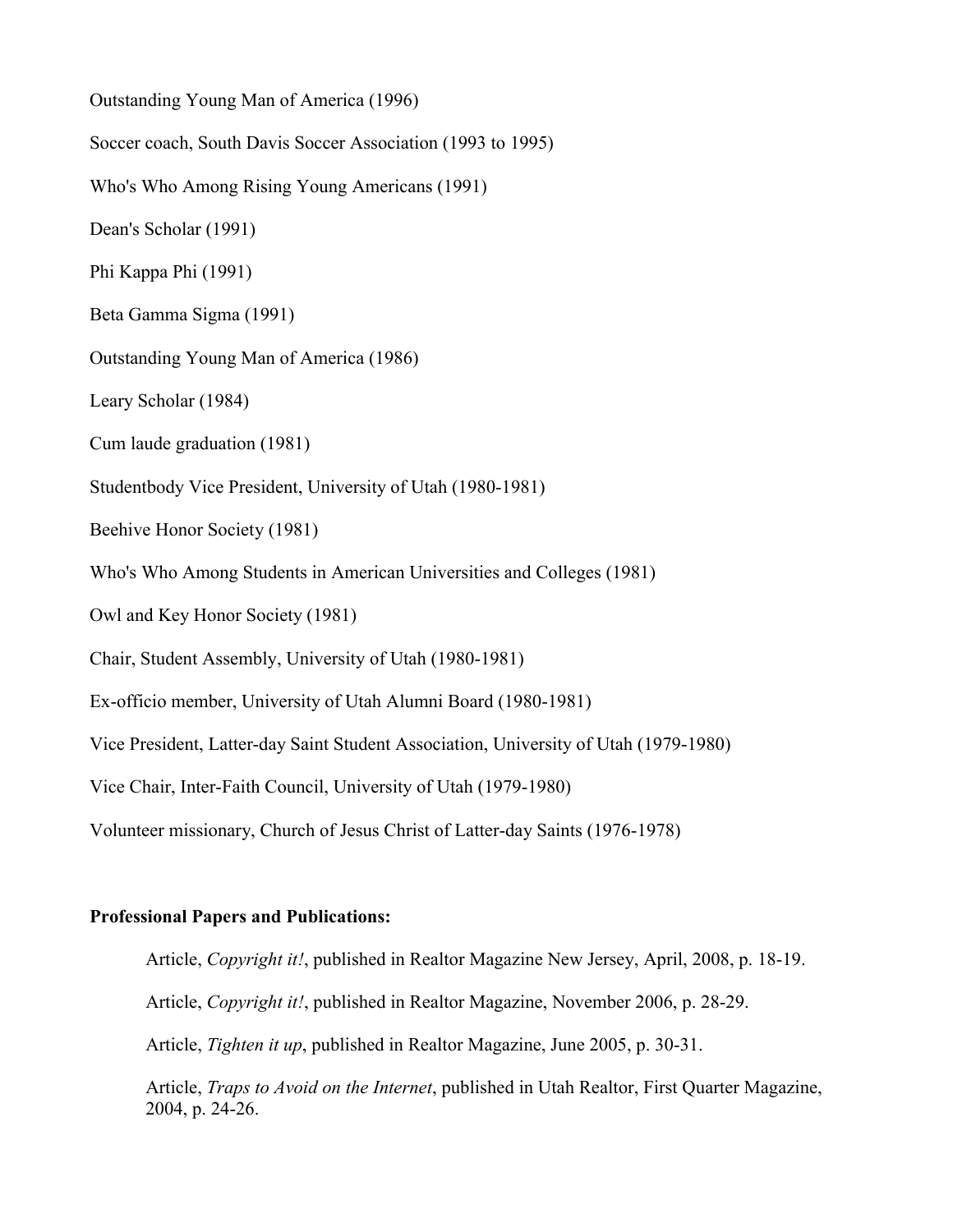Outstanding Young Man of America (1996)

Soccer coach, South Davis Soccer Association (1993 to 1995)

Who's Who Among Rising Young Americans (1991)

Dean's Scholar (1991)

Phi Kappa Phi (1991)

Beta Gamma Sigma (1991)

Outstanding Young Man of America (1986)

Leary Scholar (1984)

Cum laude graduation (1981)

Studentbody Vice President, University of Utah (1980-1981)

Beehive Honor Society (1981)

Who's Who Among Students in American Universities and Colleges (1981)

Owl and Key Honor Society (1981)

Chair, Student Assembly, University of Utah (1980-1981)

Ex-officio member, University of Utah Alumni Board (1980-1981)

Vice President, Latter-day Saint Student Association, University of Utah (1979-1980)

Vice Chair, Inter-Faith Council, University of Utah (1979-1980)

Volunteer missionary, Church of Jesus Christ of Latter-day Saints (1976-1978)

**Professional Papers and Publications:**

Article, *Copyright it!*, published in Realtor Magazine New Jersey, April, 2008, p. 18-19.

Article, *Copyright it!*, published in Realtor Magazine, November 2006, p. 28-29.

Article, *Tighten it up*, published in Realtor Magazine, June 2005, p. 30-31.

Article, *Traps to Avoid on the Internet*, published in Utah Realtor, First Quarter Magazine, 2004, p. 24-26.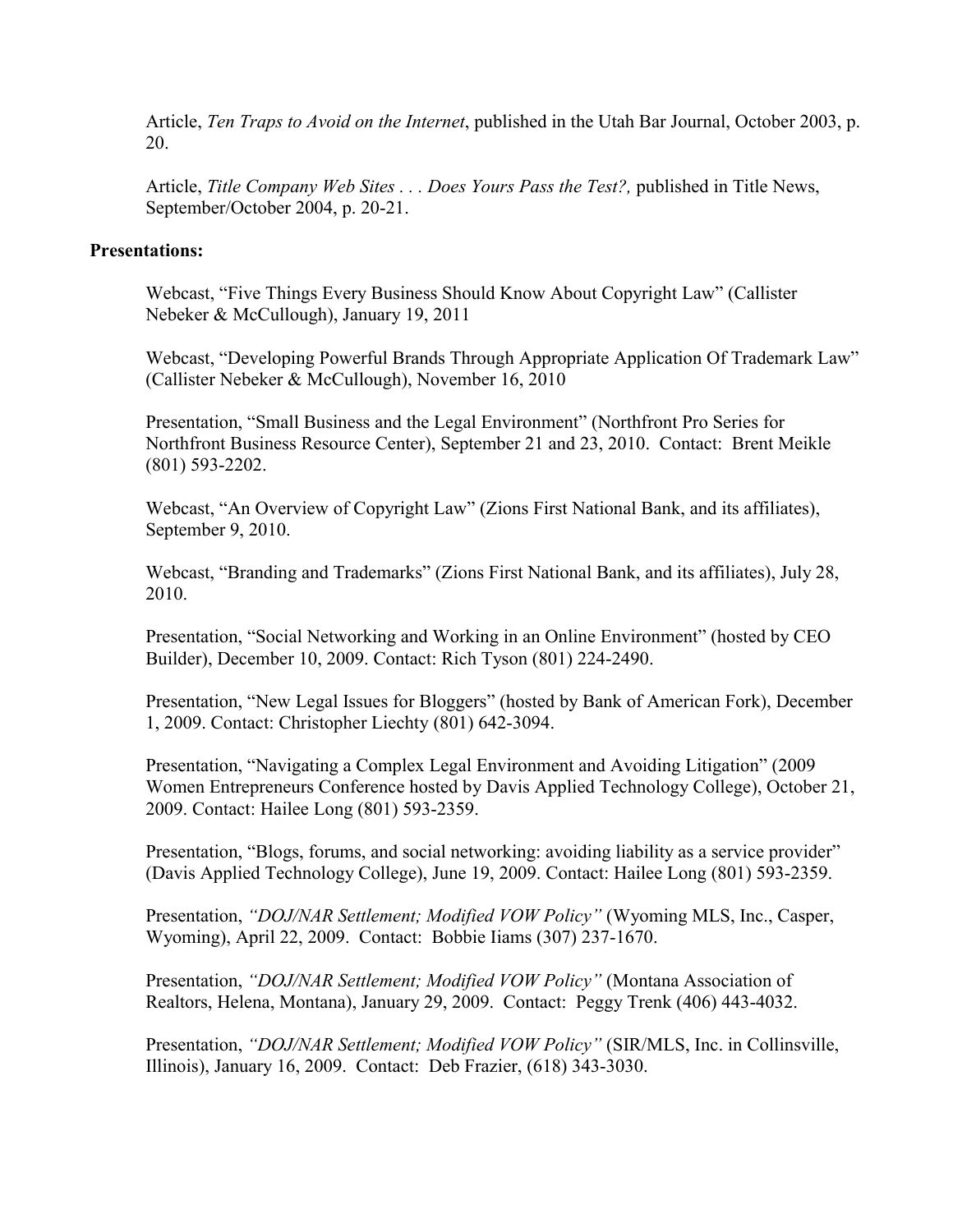Article, *Ten Traps to Avoid on the Internet*, published in the Utah Bar Journal, October 2003, p. 20.

Article, *Title Company Web Sites . . . Does Yours Pass the Test?,* published in Title News, September/October 2004, p. 20-21.

**Presentations:**

Webcast, "Five Things Every Business Should Know About Copyright Law" (Callister Nebeker & McCullough), January 19, 2011

Webcast, "Developing Powerful Brands Through Appropriate Application Of Trademark Law" (Callister Nebeker & McCullough), November 16, 2010

Presentation, "Small Business and the Legal Environment" (Northfront Pro Series for Northfront Business Resource Center), September 21 and 23, 2010. Contact: Brent Meikle (801) 593-2202.

Webcast, "An Overview of Copyright Law" (Zions First National Bank, and its affiliates), September 9, 2010.

Webcast, "Branding and Trademarks" (Zions First National Bank, and its affiliates), July 28, 2010.

Presentation, "Social Networking and Working in an Online Environment" (hosted by CEO Builder), December 10, 2009. Contact: Rich Tyson (801) 224-2490.

Presentation, "New Legal Issues for Bloggers" (hosted by Bank of American Fork), December 1, 2009. Contact: Christopher Liechty (801) 642-3094.

Presentation, "Navigating a Complex Legal Environment and Avoiding Litigation" (2009 Women Entrepreneurs Conference hosted by Davis Applied Technology College), October 21, 2009. Contact: Hailee Long (801) 593-2359.

Presentation, "Blogs, forums, and social networking: avoiding liability as a service provider" (Davis Applied Technology College), June 19, 2009. Contact: Hailee Long (801) 593-2359.

Presentation, *"DOJ/NAR Settlement; Modified VOW Policy"* (Wyoming MLS, Inc., Casper, Wyoming), April 22, 2009. Contact: Bobbie Iiams (307) 237-1670.

Presentation, *"DOJ/NAR Settlement; Modified VOW Policy"* (Montana Association of Realtors, Helena, Montana), January 29, 2009. Contact: Peggy Trenk (406) 443-4032.

Presentation, *"DOJ/NAR Settlement; Modified VOW Policy"* (SIR/MLS, Inc. in Collinsville, Illinois), January 16, 2009. Contact: Deb Frazier, (618) 343-3030.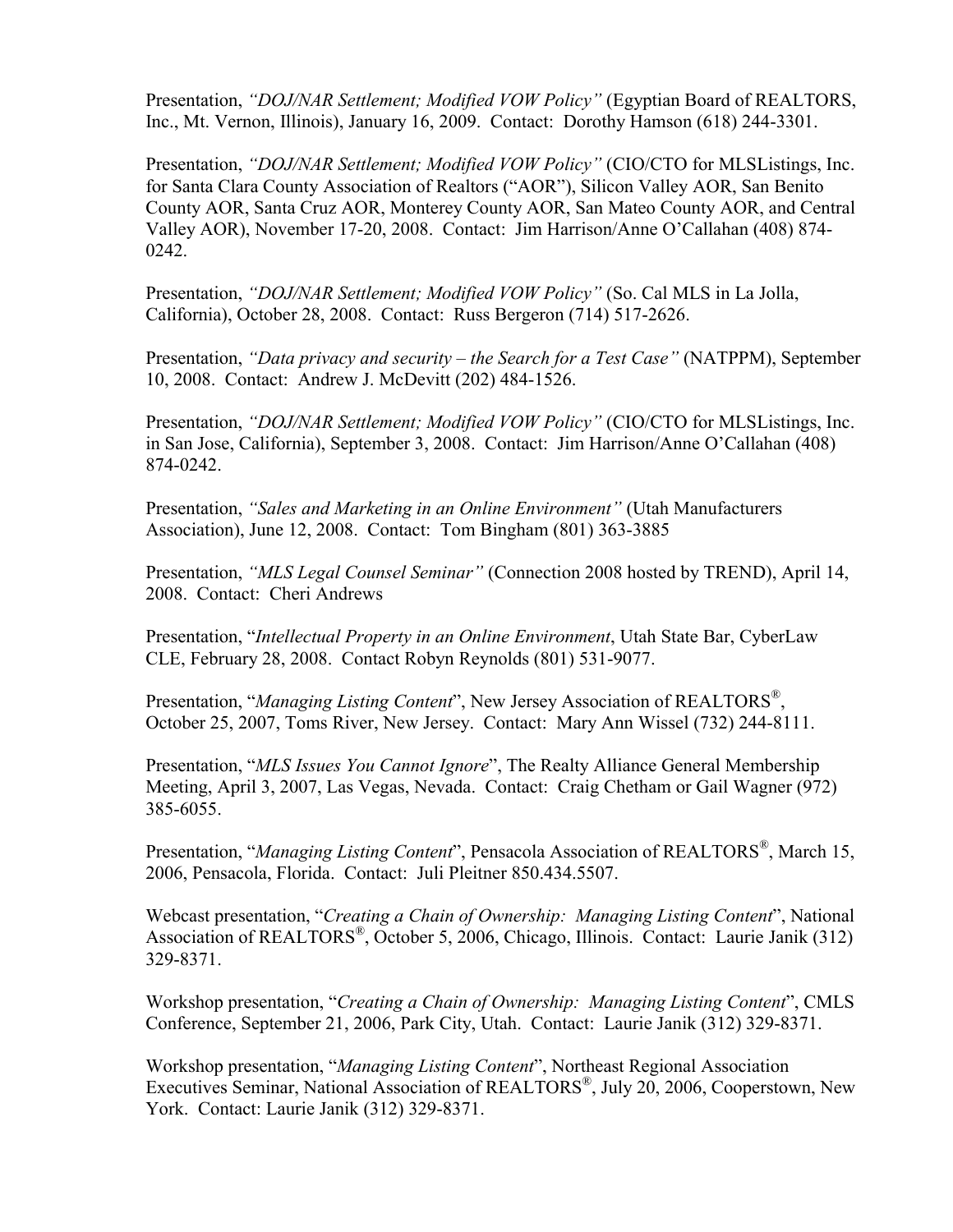Presentation, *"DOJ/NAR Settlement; Modified VOW Policy"* (Egyptian Board of REALTORS, Inc., Mt. Vernon, Illinois), January 16, 2009. Contact: Dorothy Hamson (618) 244-3301.

Presentation, *"DOJ/NAR Settlement; Modified VOW Policy"* (CIO/CTO for MLSListings, Inc. for Santa Clara County Association of Realtors ("AOR"), Silicon Valley AOR, San Benito County AOR, Santa Cruz AOR, Monterey County AOR, San Mateo County AOR, and Central Valley AOR), November 17-20, 2008. Contact: Jim Harrison/Anne O'Callahan (408) 874-0242.

Presentation, *"DOJ/NAR Settlement; Modified VOW Policy"* (So. Cal MLS in La Jolla, California), October 28, 2008. Contact: Russ Bergeron (714) 517-2626.

Presentation, *"Data privacy and security – the Search for a Test Case"* (NATPPM), September 10, 2008. Contact: Andrew J. McDevitt (202) 484-1526.

Presentation, *"DOJ/NAR Settlement; Modified VOW Policy"* (CIO/CTO for MLSListings, Inc. in San Jose, California), September 3, 2008. Contact: Jim Harrison/Anne O'Callahan (408) 874-0242.

Presentation, *"Sales and Marketing in an Online Environment"* (Utah Manufacturers Association), June 12, 2008. Contact: Tom Bingham (801) 363-3885

Presentation, *"MLS Legal Counsel Seminar"* (Connection 2008 hosted by TREND), April 14, 2008. Contact: Cheri Andrews

Presentation, "*Intellectual Property in an Online Environment*, Utah State Bar, CyberLaw CLE, February 28, 2008. Contact Robyn Reynolds (801) 531-9077.

Presentation, "*Managing Listing Content*", New Jersey Association of REALTORS®, October 25, 2007, Toms River, New Jersey. Contact: Mary Ann Wissel (732) 244-8111.

Presentation, "*MLS Issues You Cannot Ignore*", The Realty Alliance General Membership Meeting, April 3, 2007, Las Vegas, Nevada. Contact: Craig Chetham or Gail Wagner (972) 385-6055.

Presentation, "*Managing Listing Content*", Pensacola Association of REALTORS®, March 15, 2006, Pensacola, Florida. Contact: Juli Pleitner 850.434.5507.

Webcast presentation, "*Creating a Chain of Ownership: Managing Listing Content*", National Association of REALTORS®, October 5, 2006, Chicago, Illinois. Contact: Laurie Janik (312) 329-8371.

Workshop presentation, "*Creating a Chain of Ownership: Managing Listing Content*", CMLS Conference, September 21, 2006, Park City, Utah. Contact: Laurie Janik (312) 329-8371.

Workshop presentation, "*Managing Listing Content*", Northeast Regional Association Executives Seminar, National Association of REALTORS®, July 20, 2006, Cooperstown, New York. Contact: Laurie Janik (312) 329-8371.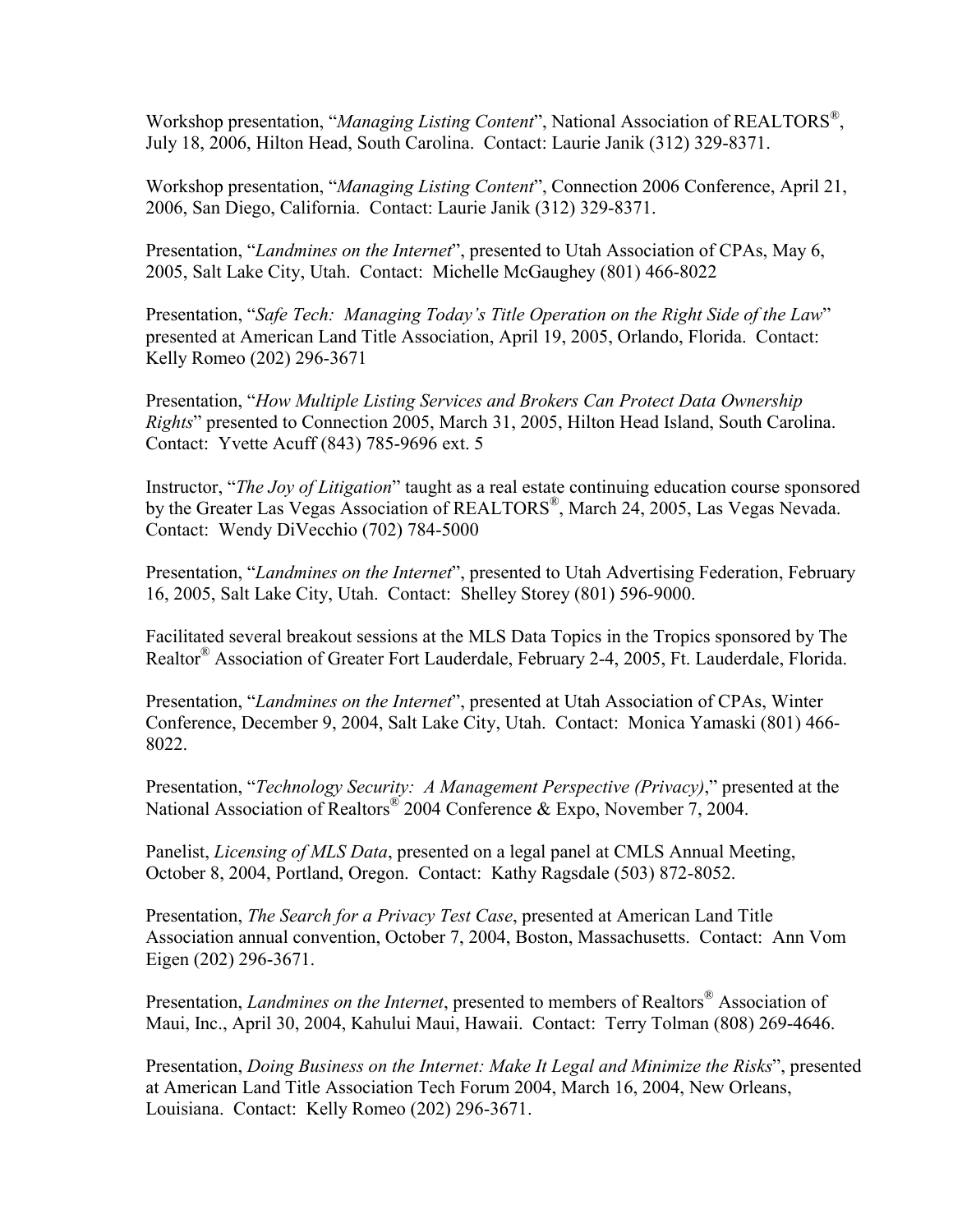Workshop presentation, "*Managing Listing Content*", National Association of REALTORS®, July 18, 2006, Hilton Head, South Carolina. Contact: Laurie Janik (312) 329-8371.

Workshop presentation, "*Managing Listing Content*", Connection 2006 Conference, April 21, 2006, San Diego, California. Contact: Laurie Janik (312) 329-8371.

Presentation, "*Landmines on the Internet*", presented to Utah Association of CPAs, May 6, 2005, Salt Lake City, Utah. Contact: Michelle McGaughey (801) 466-8022

Presentation, "*Safe Tech: Managing Today's Title Operation on the Right Side of the Law*" presented at American Land Title Association, April 19, 2005, Orlando, Florida. Contact: Kelly Romeo (202) 296-3671

Presentation, "*How Multiple Listing Services and Brokers Can Protect Data Ownership Rights*" presented to Connection 2005, March 31, 2005, Hilton Head Island, South Carolina. Contact: Yvette Acuff (843) 785-9696 ext. 5

Instructor, "*The Joy of Litigation*" taught as a real estate continuing education course sponsored by the Greater Las Vegas Association of REALTORS®, March 24, 2005, Las Vegas Nevada. Contact: Wendy DiVecchio (702) 784-5000

Presentation, "*Landmines on the Internet*", presented to Utah Advertising Federation, February 16, 2005, Salt Lake City, Utah. Contact: Shelley Storey (801) 596-9000.

Facilitated several breakout sessions at the MLS Data Topics in the Tropics sponsored by The Realtor® Association of Greater Fort Lauderdale, February 2-4, 2005, Ft. Lauderdale, Florida.

Presentation, "*Landmines on the Internet*", presented at Utah Association of CPAs, Winter Conference, December 9, 2004, Salt Lake City, Utah. Contact: Monica Yamaski (801) 466-8022.

Presentation, "*Technology Security: A Management Perspective (Privacy)*," presented at the National Association of Realtors® 2004 Conference & Expo, November 7, 2004.

Panelist, *Licensing of MLS Data*, presented on a legal panel at CMLS Annual Meeting, October 8, 2004, Portland, Oregon. Contact: Kathy Ragsdale (503) 872-8052.

Presentation, *The Search for a Privacy Test Case*, presented at American Land Title Association annual convention, October 7, 2004, Boston, Massachusetts. Contact: Ann Vom Eigen (202) 296-3671.

Presentation, *Landmines on the Internet*, presented to members of Realtors® Association of Maui, Inc., April 30, 2004, Kahului Maui, Hawaii. Contact: Terry Tolman (808) 269-4646.

Presentation, *Doing Business on the Internet: Make It Legal and Minimize the Risks*", presented at American Land Title Association Tech Forum 2004, March 16, 2004, New Orleans, Louisiana. Contact: Kelly Romeo (202) 296-3671.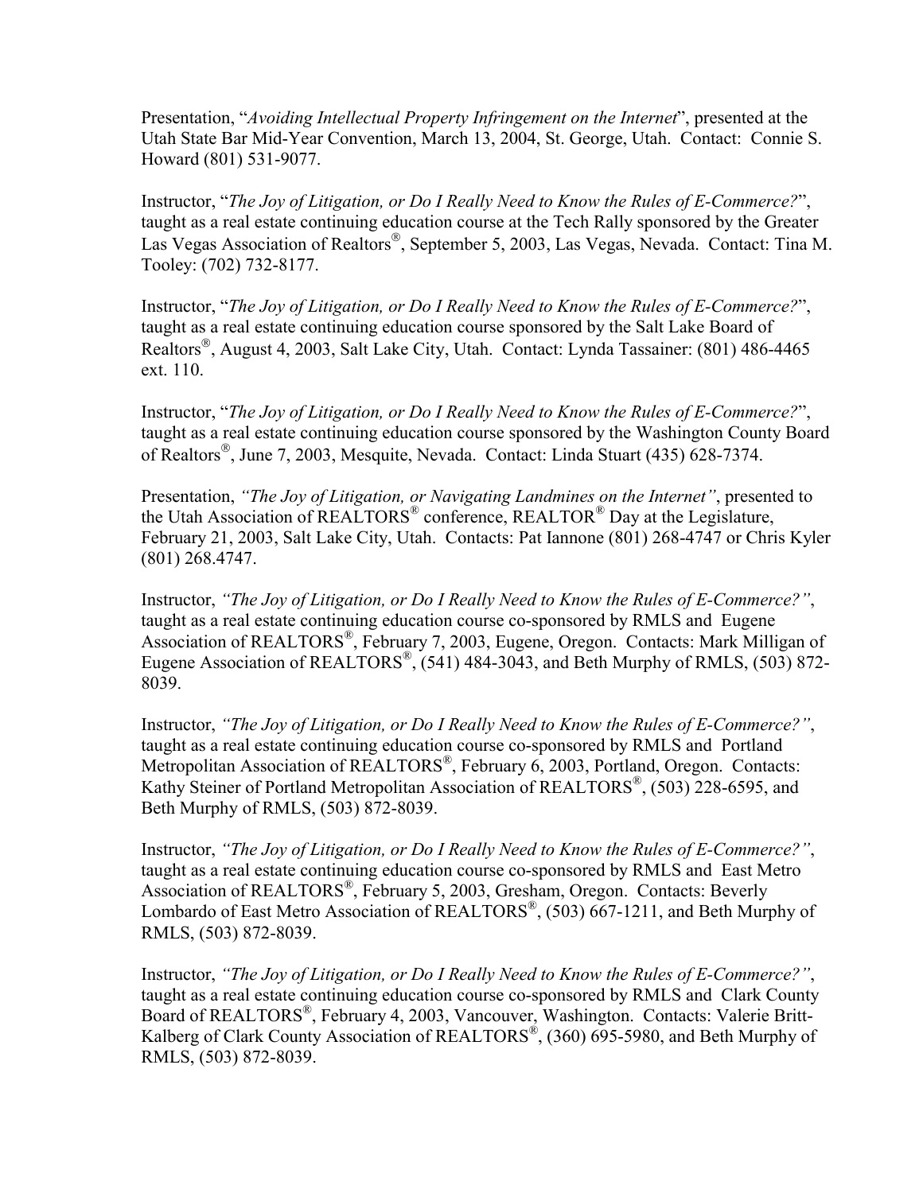Presentation, "*Avoiding Intellectual Property Infringement on the Internet*", presented at the Utah State Bar Mid-Year Convention, March 13, 2004, St. George, Utah. Contact: Connie S. Howard (801) 531-9077.

Instructor, "*The Joy of Litigation, or Do I Really Need to Know the Rules of E-Commerce?*", taught as a real estate continuing education course at the Tech Rally sponsored by the Greater Las Vegas Association of Realtors®, September 5, 2003, Las Vegas, Nevada. Contact: Tina M. Tooley: (702) 732-8177.

Instructor, "*The Joy of Litigation, or Do I Really Need to Know the Rules of E-Commerce?*", taught as a real estate continuing education course sponsored by the Salt Lake Board of Realtors®, August 4, 2003, Salt Lake City, Utah. Contact: Lynda Tassainer: (801) 486-4465 ext. 110.

Instructor, "*The Joy of Litigation, or Do I Really Need to Know the Rules of E-Commerce?*", taught as a real estate continuing education course sponsored by the Washington County Board of Realtors®, June 7, 2003, Mesquite, Nevada. Contact: Linda Stuart (435) 628-7374.

Presentation, *"The Joy of Litigation, or Navigating Landmines on the Internet"*, presented to the Utah Association of REALTORS® conference, REALTOR® Day at the Legislature, February 21, 2003, Salt Lake City, Utah. Contacts: Pat Iannone (801) 268-4747 or Chris Kyler (801) 268.4747.

Instructor, *"The Joy of Litigation, or Do I Really Need to Know the Rules of E-Commerce?"*, taught as a real estate continuing education course co-sponsored by RMLS and Eugene Association of REALTORS®, February 7, 2003, Eugene, Oregon. Contacts: Mark Milligan of Eugene Association of REALTORS®, (541) 484-3043, and Beth Murphy of RMLS, (503) 872-8039.

Instructor, *"The Joy of Litigation, or Do I Really Need to Know the Rules of E-Commerce?"*, taught as a real estate continuing education course co-sponsored by RMLS and Portland Metropolitan Association of REALTORS®, February 6, 2003, Portland, Oregon. Contacts: Kathy Steiner of Portland Metropolitan Association of REALTORS®, (503) 228-6595, and Beth Murphy of RMLS, (503) 872-8039.

Instructor, *"The Joy of Litigation, or Do I Really Need to Know the Rules of E-Commerce?"*, taught as a real estate continuing education course co-sponsored by RMLS and East Metro Association of REALTORS®, February 5, 2003, Gresham, Oregon. Contacts: Beverly Lombardo of East Metro Association of REALTORS®, (503) 667-1211, and Beth Murphy of RMLS, (503) 872-8039.

Instructor, *"The Joy of Litigation, or Do I Really Need to Know the Rules of E-Commerce?"*, taught as a real estate continuing education course co-sponsored by RMLS and Clark County Board of REALTORS®, February 4, 2003, Vancouver, Washington. Contacts: Valerie Britt-Kalberg of Clark County Association of REALTORS®, (360) 695-5980, and Beth Murphy of RMLS, (503) 872-8039.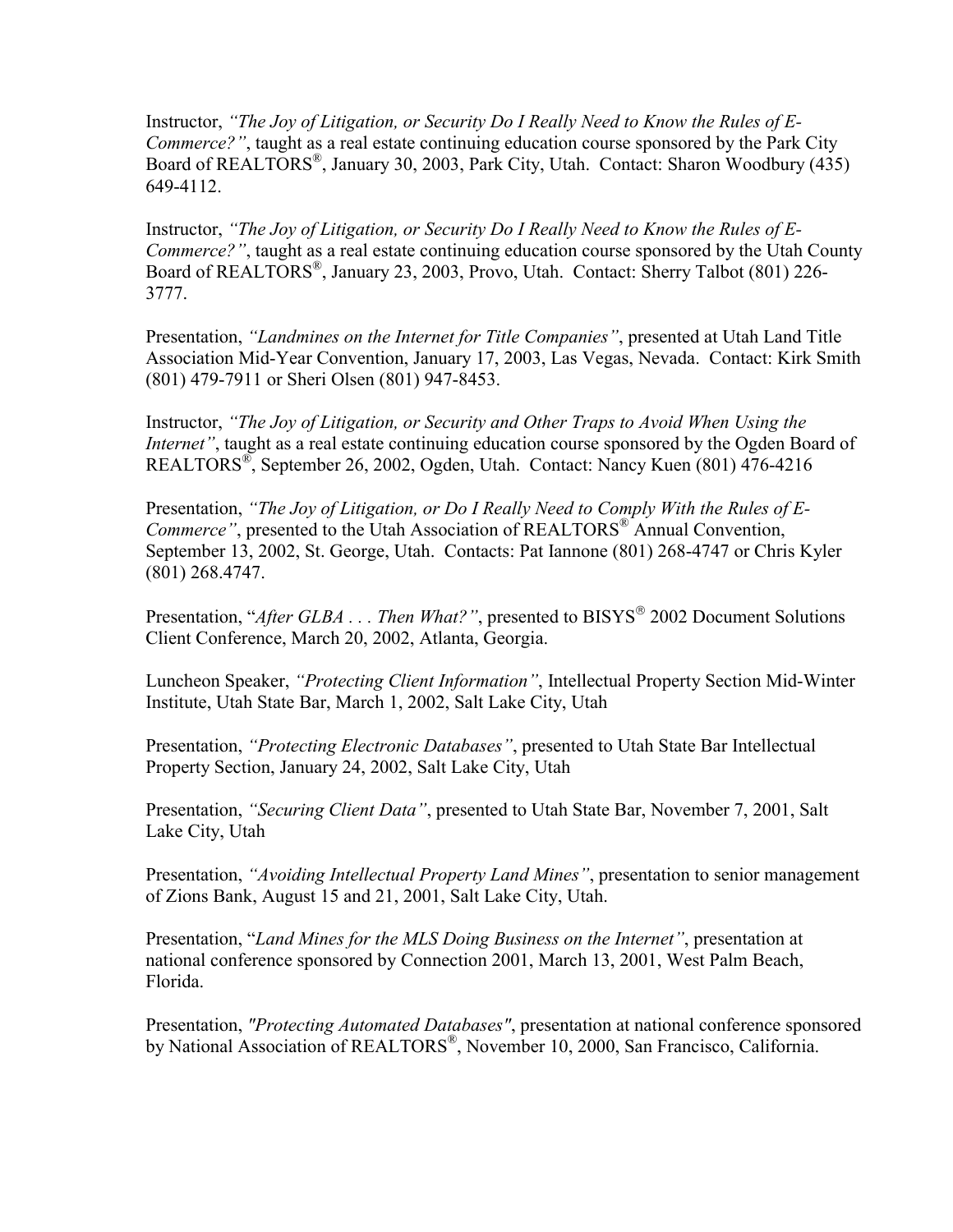Instructor, *"The Joy of Litigation, or Security Do I Really Need to Know the Rules of E-Commerce?"*, taught as a real estate continuing education course sponsored by the Park City Board of REALTORS®, January 30, 2003, Park City, Utah. Contact: Sharon Woodbury (435) 649-4112.

Instructor, *"The Joy of Litigation, or Security Do I Really Need to Know the Rules of E-Commerce?"*, taught as a real estate continuing education course sponsored by the Utah County Board of REALTORS®, January 23, 2003, Provo, Utah. Contact: Sherry Talbot (801) 226-3777.

Presentation, *"Landmines on the Internet for Title Companies"*, presented at Utah Land Title Association Mid-Year Convention, January 17, 2003, Las Vegas, Nevada. Contact: Kirk Smith (801) 479-7911 or Sheri Olsen (801) 947-8453.

Instructor, *"The Joy of Litigation, or Security and Other Traps to Avoid When Using the Internet"*, taught as a real estate continuing education course sponsored by the Ogden Board of REALTORS®, September 26, 2002, Ogden, Utah. Contact: Nancy Kuen (801) 476-4216

Presentation, *"The Joy of Litigation, or Do I Really Need to Comply With the Rules of E-Commerce"*, presented to the Utah Association of REALTORS® Annual Convention, September 13, 2002, St. George, Utah. Contacts: Pat Iannone (801) 268-4747 or Chris Kyler (801) 268.4747.

Presentation, "*After GLBA . . . Then What?"*, presented to BISYS® 2002 Document Solutions Client Conference, March 20, 2002, Atlanta, Georgia.

Luncheon Speaker, *"Protecting Client Information"*, Intellectual Property Section Mid-Winter Institute, Utah State Bar, March 1, 2002, Salt Lake City, Utah

Presentation, *"Protecting Electronic Databases"*, presented to Utah State Bar Intellectual Property Section, January 24, 2002, Salt Lake City, Utah

Presentation, *"Securing Client Data"*, presented to Utah State Bar, November 7, 2001, Salt Lake City, Utah

Presentation, *"Avoiding Intellectual Property Land Mines"*, presentation to senior management of Zions Bank, August 15 and 21, 2001, Salt Lake City, Utah.

Presentation, "*Land Mines for the MLS Doing Business on the Internet"*, presentation at national conference sponsored by Connection 2001, March 13, 2001, West Palm Beach, Florida.

Presentation, *"Protecting Automated Databases"*, presentation at national conference sponsored by National Association of REALTORS®, November 10, 2000, San Francisco, California.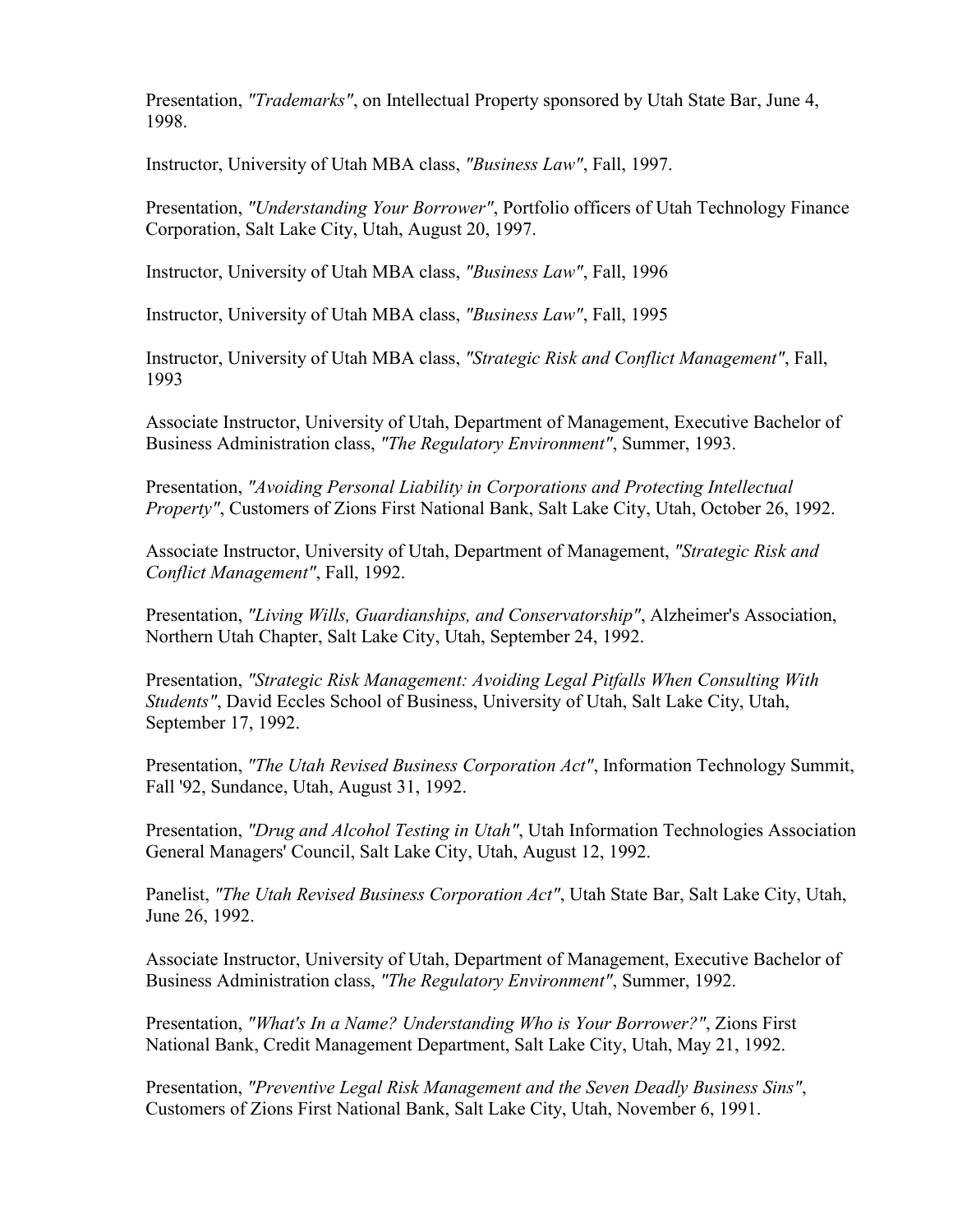Presentation, *"Trademarks"*, on Intellectual Property sponsored by Utah State Bar, June 4, 1998.

Instructor, University of Utah MBA class, *"Business Law"*, Fall, 1997.

Presentation, *"Understanding Your Borrower"*, Portfolio officers of Utah Technology Finance Corporation, Salt Lake City, Utah, August 20, 1997.

Instructor, University of Utah MBA class, *"Business Law"*, Fall, 1996

Instructor, University of Utah MBA class, *"Business Law"*, Fall, 1995

Instructor, University of Utah MBA class, *"Strategic Risk and Conflict Management"*, Fall, 1993

Associate Instructor, University of Utah, Department of Management, Executive Bachelor of Business Administration class, *"The Regulatory Environment"*, Summer, 1993.

Presentation, *"Avoiding Personal Liability in Corporations and Protecting Intellectual Property"*, Customers of Zions First National Bank, Salt Lake City, Utah, October 26, 1992.

Associate Instructor, University of Utah, Department of Management, *"Strategic Risk and Conflict Management"*, Fall, 1992.

Presentation, *"Living Wills, Guardianships, and Conservatorship"*, Alzheimer's Association, Northern Utah Chapter, Salt Lake City, Utah, September 24, 1992.

Presentation, *"Strategic Risk Management: Avoiding Legal Pitfalls When Consulting With Students"*, David Eccles School of Business, University of Utah, Salt Lake City, Utah, September 17, 1992.

Presentation, *"The Utah Revised Business Corporation Act"*, Information Technology Summit, Fall '92, Sundance, Utah, August 31, 1992.

Presentation, *"Drug and Alcohol Testing in Utah"*, Utah Information Technologies Association General Managers' Council, Salt Lake City, Utah, August 12, 1992.

Panelist, *"The Utah Revised Business Corporation Act"*, Utah State Bar, Salt Lake City, Utah, June 26, 1992.

Associate Instructor, University of Utah, Department of Management, Executive Bachelor of Business Administration class, *"The Regulatory Environment"*, Summer, 1992.

Presentation, *"What's In a Name? Understanding Who is Your Borrower?"*, Zions First National Bank, Credit Management Department, Salt Lake City, Utah, May 21, 1992.

Presentation, *"Preventive Legal Risk Management and the Seven Deadly Business Sins"*, Customers of Zions First National Bank, Salt Lake City, Utah, November 6, 1991.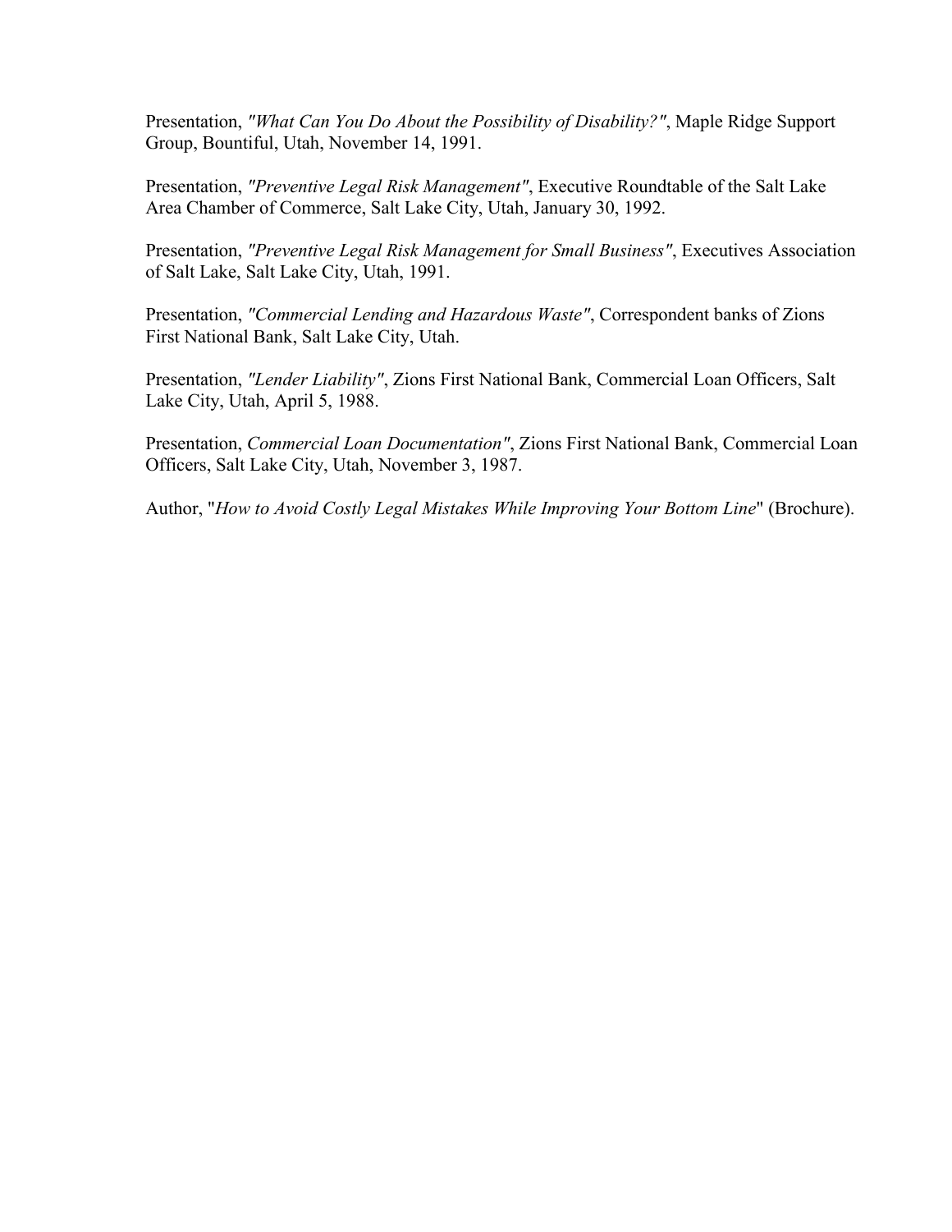Presentation, *"What Can You Do About the Possibility of Disability?"*, Maple Ridge Support Group, Bountiful, Utah, November 14, 1991.

Presentation, *"Preventive Legal Risk Management"*, Executive Roundtable of the Salt Lake Area Chamber of Commerce, Salt Lake City, Utah, January 30, 1992.

Presentation, *"Preventive Legal Risk Management for Small Business"*, Executives Association of Salt Lake, Salt Lake City, Utah, 1991.

Presentation, *"Commercial Lending and Hazardous Waste"*, Correspondent banks of Zions First National Bank, Salt Lake City, Utah.

Presentation, *"Lender Liability"*, Zions First National Bank, Commercial Loan Officers, Salt Lake City, Utah, April 5, 1988.

Presentation, *Commercial Loan Documentation"*, Zions First National Bank, Commercial Loan Officers, Salt Lake City, Utah, November 3, 1987.

Author, "*How to Avoid Costly Legal Mistakes While Improving Your Bottom Line*" (Brochure).